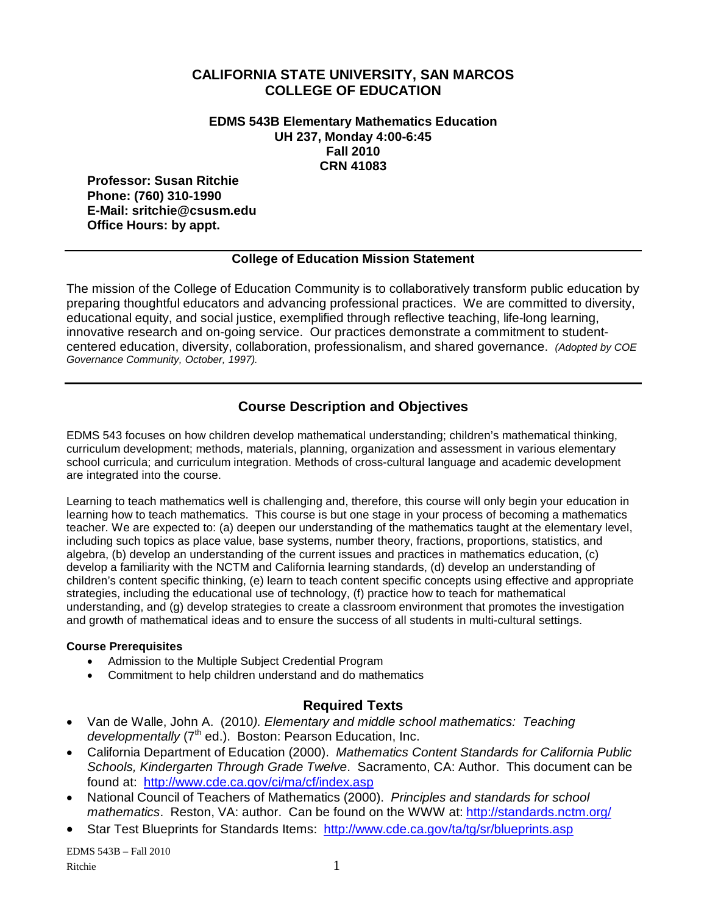# CALIFORNIA STATE UNIVERSITY, SAN MARCOS
# COLLEGE OF EDUCATION

**EDMS 543B Elementary Mathematics Education**
**UH 237, Monday 4:00-6:45**
**Fall 2010**
**CRN 41083**

**Professor: Susan Ritchie**
**Phone: (760) 310-1990**
**E-Mail: sritchie@csusm.edu**
**Office Hours: by appt.**

---

### College of Education Mission Statement

The mission of the College of Education Community is to collaboratively transform public education by preparing thoughtful educators and advancing professional practices. We are committed to diversity, educational equity, and social justice, exemplified through reflective teaching, life-long learning, innovative research and on-going service. Our practices demonstrate a commitment to student-centered education, diversity, collaboration, professionalism, and shared governance. *(Adopted by COE Governance Community, October, 1997).*

---

## Course Description and Objectives

EDMS 543 focuses on how children develop mathematical understanding; children's mathematical thinking, curriculum development; methods, materials, planning, organization and assessment in various elementary school curricula; and curriculum integration. Methods of cross-cultural language and academic development are integrated into the course.

Learning to teach mathematics well is challenging and, therefore, this course will only begin your education in learning how to teach mathematics. This course is but one stage in your process of becoming a mathematics teacher. We are expected to: (a) deepen our understanding of the mathematics taught at the elementary level, including such topics as place value, base systems, number theory, fractions, proportions, statistics, and algebra, (b) develop an understanding of the current issues and practices in mathematics education, (c) develop a familiarity with the NCTM and California learning standards, (d) develop an understanding of children's content specific thinking, (e) learn to teach content specific concepts using effective and appropriate strategies, including the educational use of technology, (f) practice how to teach for mathematical understanding, and (g) develop strategies to create a classroom environment that promotes the investigation and growth of mathematical ideas and to ensure the success of all students in multi-cultural settings.

**Course Prerequisites**

- Admission to the Multiple Subject Credential Program
- Commitment to help children understand and do mathematics

## Required Texts

- Van de Walle, John A. (2010). *Elementary and middle school mathematics: Teaching developmentally* (7th ed.). Boston: Pearson Education, Inc.
- California Department of Education (2000). *Mathematics Content Standards for California Public Schools, Kindergarten Through Grade Twelve*. Sacramento, CA: Author. This document can be found at: http://www.cde.ca.gov/ci/ma/cf/index.asp
- National Council of Teachers of Mathematics (2000). *Principles and standards for school mathematics*. Reston, VA: author. Can be found on the WWW at: http://standards.nctm.org/
- Star Test Blueprints for Standards Items: http://www.cde.ca.gov/ta/tg/sr/blueprints.asp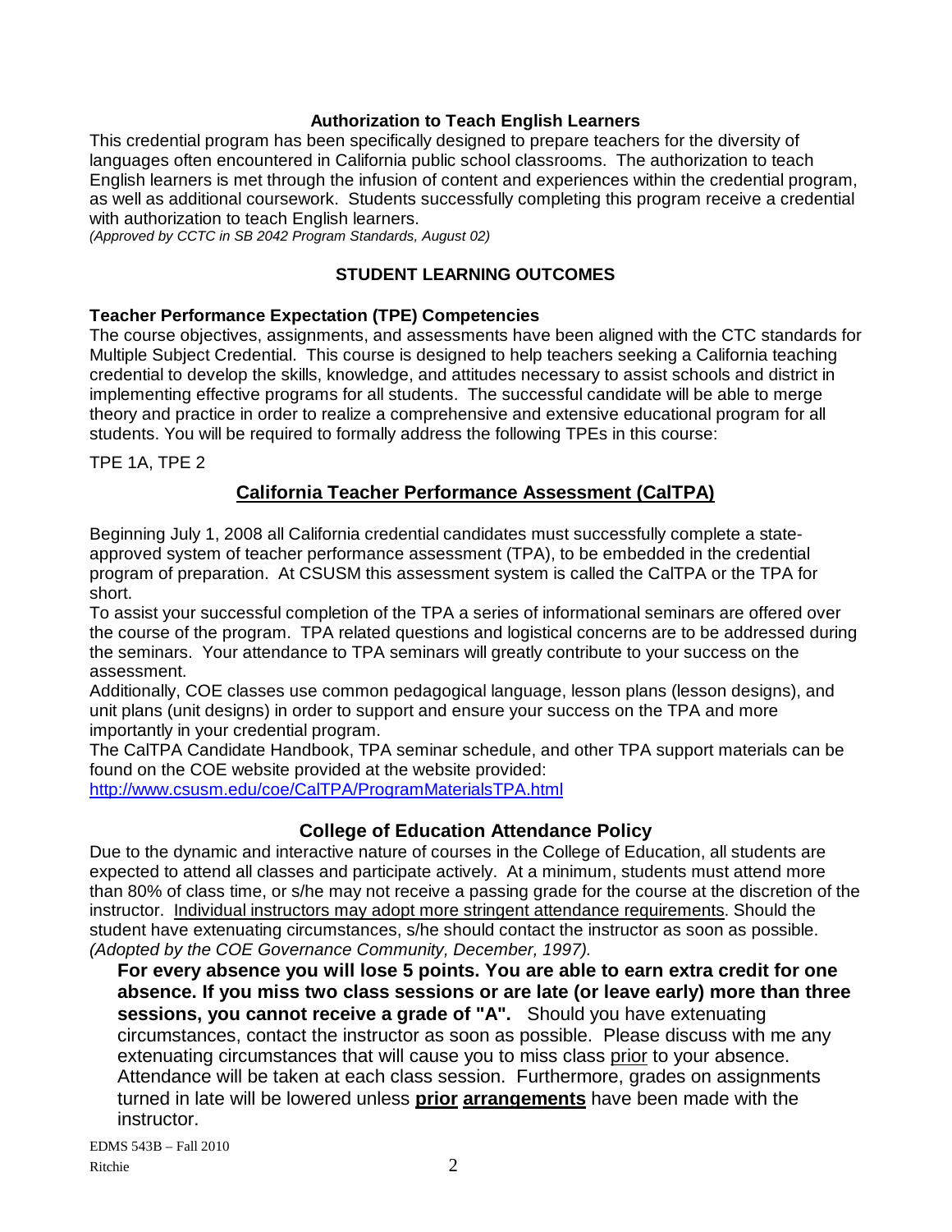### Authorization to Teach English Learners

This credential program has been specifically designed to prepare teachers for the diversity of languages often encountered in California public school classrooms. The authorization to teach English learners is met through the infusion of content and experiences within the credential program, as well as additional coursework. Students successfully completing this program receive a credential with authorization to teach English learners.
*(Approved by CCTC in SB 2042 Program Standards, August 02)*

## STUDENT LEARNING OUTCOMES

### Teacher Performance Expectation (TPE) Competencies

The course objectives, assignments, and assessments have been aligned with the CTC standards for Multiple Subject Credential. This course is designed to help teachers seeking a California teaching credential to develop the skills, knowledge, and attitudes necessary to assist schools and district in implementing effective programs for all students. The successful candidate will be able to merge theory and practice in order to realize a comprehensive and extensive educational program for all students. You will be required to formally address the following TPEs in this course:

TPE 1A, TPE 2

## California Teacher Performance Assessment (CalTPA)

Beginning July 1, 2008 all California credential candidates must successfully complete a state-approved system of teacher performance assessment (TPA), to be embedded in the credential program of preparation. At CSUSM this assessment system is called the CalTPA or the TPA for short.

To assist your successful completion of the TPA a series of informational seminars are offered over the course of the program. TPA related questions and logistical concerns are to be addressed during the seminars. Your attendance to TPA seminars will greatly contribute to your success on the assessment.

Additionally, COE classes use common pedagogical language, lesson plans (lesson designs), and unit plans (unit designs) in order to support and ensure your success on the TPA and more importantly in your credential program.

The CalTPA Candidate Handbook, TPA seminar schedule, and other TPA support materials can be found on the COE website provided at the website provided:
http://www.csusm.edu/coe/CalTPA/ProgramMaterialsTPA.html

## College of Education Attendance Policy

Due to the dynamic and interactive nature of courses in the College of Education, all students are expected to attend all classes and participate actively. At a minimum, students must attend more than 80% of class time, or s/he may not receive a passing grade for the course at the discretion of the instructor. Individual instructors may adopt more stringent attendance requirements. Should the student have extenuating circumstances, s/he should contact the instructor as soon as possible. *(Adopted by the COE Governance Community, December, 1997).*

**For every absence you will lose 5 points. You are able to earn extra credit for one absence. If you miss two class sessions or are late (or leave early) more than three sessions, you cannot receive a grade of "A".** Should you have extenuating circumstances, contact the instructor as soon as possible. Please discuss with me any extenuating circumstances that will cause you to miss class prior to your absence. Attendance will be taken at each class session. Furthermore, grades on assignments turned in late will be lowered unless **prior arrangements** have been made with the instructor.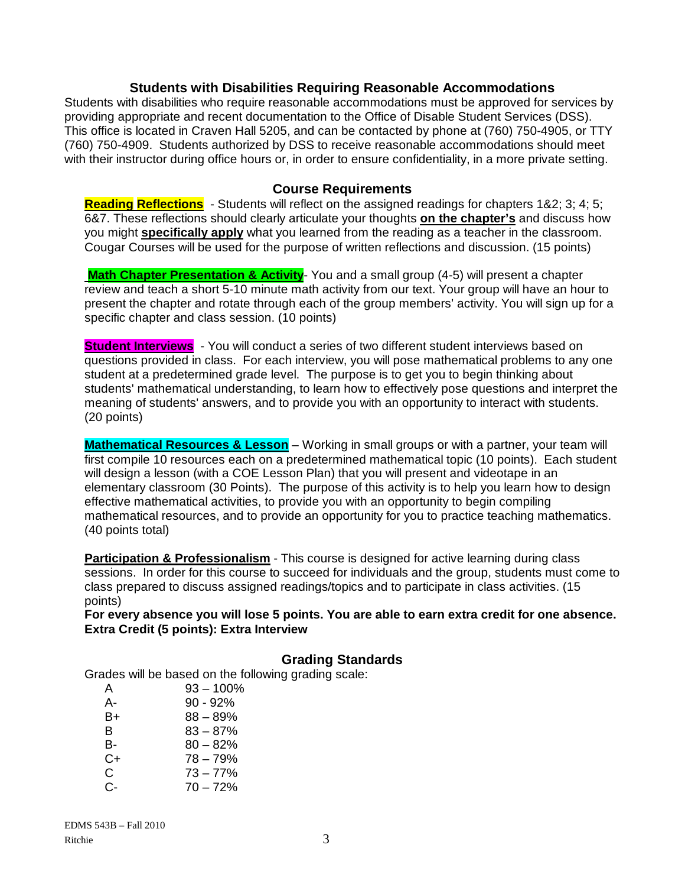## Students with Disabilities Requiring Reasonable Accommodations

Students with disabilities who require reasonable accommodations must be approved for services by providing appropriate and recent documentation to the Office of Disable Student Services (DSS). This office is located in Craven Hall 5205, and can be contacted by phone at (760) 750-4905, or TTY (760) 750-4909. Students authorized by DSS to receive reasonable accommodations should meet with their instructor during office hours or, in order to ensure confidentiality, in a more private setting.

## Course Requirements

**Reading Reflections** - Students will reflect on the assigned readings for chapters 1&2; 3; 4; 5; 6&7. These reflections should clearly articulate your thoughts **on the chapter's** and discuss how you might **specifically apply** what you learned from the reading as a teacher in the classroom. Cougar Courses will be used for the purpose of written reflections and discussion. (15 points)

**Math Chapter Presentation & Activity**- You and a small group (4-5) will present a chapter review and teach a short 5-10 minute math activity from our text. Your group will have an hour to present the chapter and rotate through each of the group members' activity. You will sign up for a specific chapter and class session. (10 points)

**Student Interviews** - You will conduct a series of two different student interviews based on questions provided in class. For each interview, you will pose mathematical problems to any one student at a predetermined grade level. The purpose is to get you to begin thinking about students' mathematical understanding, to learn how to effectively pose questions and interpret the meaning of students' answers, and to provide you with an opportunity to interact with students. (20 points)

**Mathematical Resources & Lesson** – Working in small groups or with a partner, your team will first compile 10 resources each on a predetermined mathematical topic (10 points). Each student will design a lesson (with a COE Lesson Plan) that you will present and videotape in an elementary classroom (30 Points). The purpose of this activity is to help you learn how to design effective mathematical activities, to provide you with an opportunity to begin compiling mathematical resources, and to provide an opportunity for you to practice teaching mathematics. (40 points total)

**Participation & Professionalism** - This course is designed for active learning during class sessions. In order for this course to succeed for individuals and the group, students must come to class prepared to discuss assigned readings/topics and to participate in class activities. (15 points)

**For every absence you will lose 5 points. You are able to earn extra credit for one absence. Extra Credit (5 points): Extra Interview**

## Grading Standards

Grades will be based on the following grading scale:

| | |
|---|---|
| A | 93 – 100% |
| A- | 90 - 92% |
| B+ | 88 – 89% |
| B | 83 – 87% |
| B- | 80 – 82% |
| C+ | 78 – 79% |
| C | 73 – 77% |
| C- | 70 – 72% |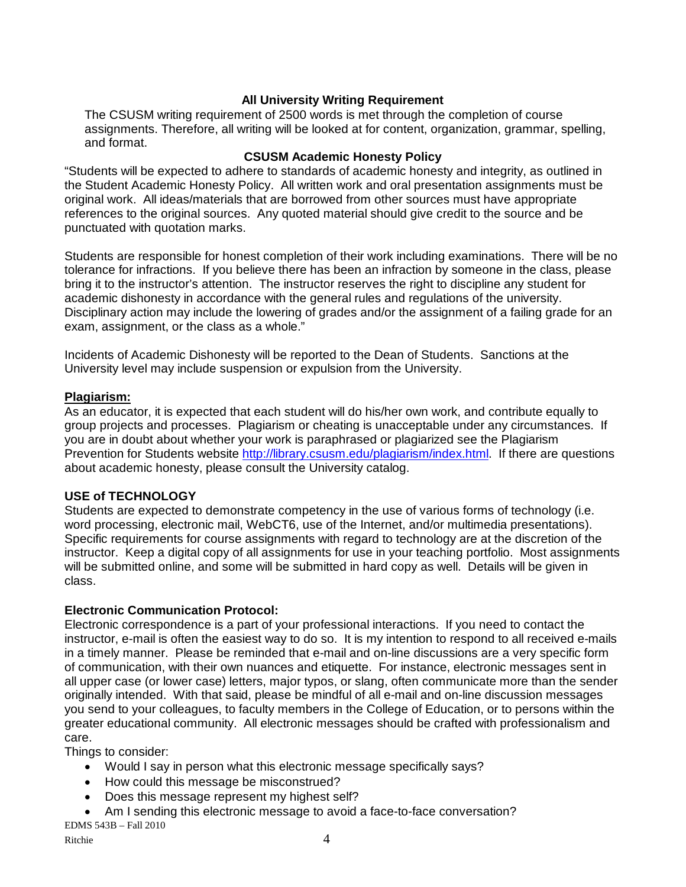## All University Writing Requirement

The CSUSM writing requirement of 2500 words is met through the completion of course assignments. Therefore, all writing will be looked at for content, organization, grammar, spelling, and format.

## CSUSM Academic Honesty Policy

“Students will be expected to adhere to standards of academic honesty and integrity, as outlined in the Student Academic Honesty Policy. All written work and oral presentation assignments must be original work. All ideas/materials that are borrowed from other sources must have appropriate references to the original sources. Any quoted material should give credit to the source and be punctuated with quotation marks.

Students are responsible for honest completion of their work including examinations. There will be no tolerance for infractions. If you believe there has been an infraction by someone in the class, please bring it to the instructor’s attention. The instructor reserves the right to discipline any student for academic dishonesty in accordance with the general rules and regulations of the university. Disciplinary action may include the lowering of grades and/or the assignment of a failing grade for an exam, assignment, or the class as a whole.”

Incidents of Academic Dishonesty will be reported to the Dean of Students. Sanctions at the University level may include suspension or expulsion from the University.

**Plagiarism:**

As an educator, it is expected that each student will do his/her own work, and contribute equally to group projects and processes. Plagiarism or cheating is unacceptable under any circumstances. If you are in doubt about whether your work is paraphrased or plagiarized see the Plagiarism Prevention for Students website http://library.csusm.edu/plagiarism/index.html. If there are questions about academic honesty, please consult the University catalog.

**USE of TECHNOLOGY**

Students are expected to demonstrate competency in the use of various forms of technology (i.e. word processing, electronic mail, WebCT6, use of the Internet, and/or multimedia presentations). Specific requirements for course assignments with regard to technology are at the discretion of the instructor. Keep a digital copy of all assignments for use in your teaching portfolio. Most assignments will be submitted online, and some will be submitted in hard copy as well. Details will be given in class.

**Electronic Communication Protocol:**

Electronic correspondence is a part of your professional interactions. If you need to contact the instructor, e-mail is often the easiest way to do so. It is my intention to respond to all received e-mails in a timely manner. Please be reminded that e-mail and on-line discussions are a very specific form of communication, with their own nuances and etiquette. For instance, electronic messages sent in all upper case (or lower case) letters, major typos, or slang, often communicate more than the sender originally intended. With that said, please be mindful of all e-mail and on-line discussion messages you send to your colleagues, to faculty members in the College of Education, or to persons within the greater educational community. All electronic messages should be crafted with professionalism and care.

Things to consider:

- Would I say in person what this electronic message specifically says?
- How could this message be misconstrued?
- Does this message represent my highest self?
- Am I sending this electronic message to avoid a face-to-face conversation?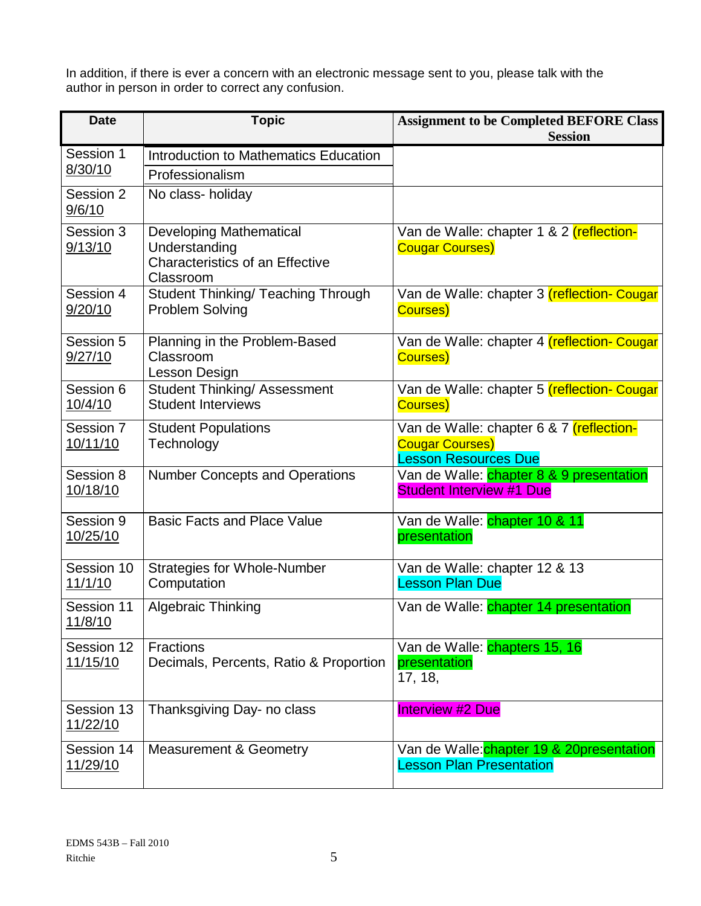In addition, if there is ever a concern with an electronic message sent to you, please talk with the author in person in order to correct any confusion.

| Date | Topic | Assignment to be Completed BEFORE Class Session |
|---|---|---|
| Session 1 8/30/10 | Introduction to Mathematics Education<br>Professionalism | |
| Session 2 9/6/10 | No class- holiday | |
| Session 3 9/13/10 | Developing Mathematical Understanding<br>Characteristics of an Effective Classroom | Van de Walle: chapter 1 & 2 (reflection- Cougar Courses) |
| Session 4 9/20/10 | Student Thinking/ Teaching Through Problem Solving | Van de Walle: chapter 3 (reflection- Cougar Courses) |
| Session 5 9/27/10 | Planning in the Problem-Based Classroom<br>Lesson Design | Van de Walle: chapter 4 (reflection- Cougar Courses) |
| Session 6 10/4/10 | Student Thinking/ Assessment<br>Student Interviews | Van de Walle: chapter 5 (reflection- Cougar Courses) |
| Session 7 10/11/10 | Student Populations<br>Technology | Van de Walle: chapter 6 & 7 (reflection- Cougar Courses)<br>Lesson Resources Due |
| Session 8 10/18/10 | Number Concepts and Operations | Van de Walle: chapter 8 & 9 presentation<br>Student Interview #1 Due |
| Session 9 10/25/10 | Basic Facts and Place Value | Van de Walle: chapter 10 & 11 presentation |
| Session 10 11/1/10 | Strategies for Whole-Number Computation | Van de Walle: chapter 12 & 13<br>Lesson Plan Due |
| Session 11 11/8/10 | Algebraic Thinking | Van de Walle: chapter 14 presentation |
| Session 12 11/15/10 | Fractions<br>Decimals, Percents, Ratio & Proportion | Van de Walle: chapters 15, 16 presentation<br>17, 18, |
| Session 13 11/22/10 | Thanksgiving Day- no class | Interview #2 Due |
| Session 14 11/29/10 | Measurement & Geometry | Van de Walle:chapter 19 & 20presentation<br>Lesson Plan Presentation |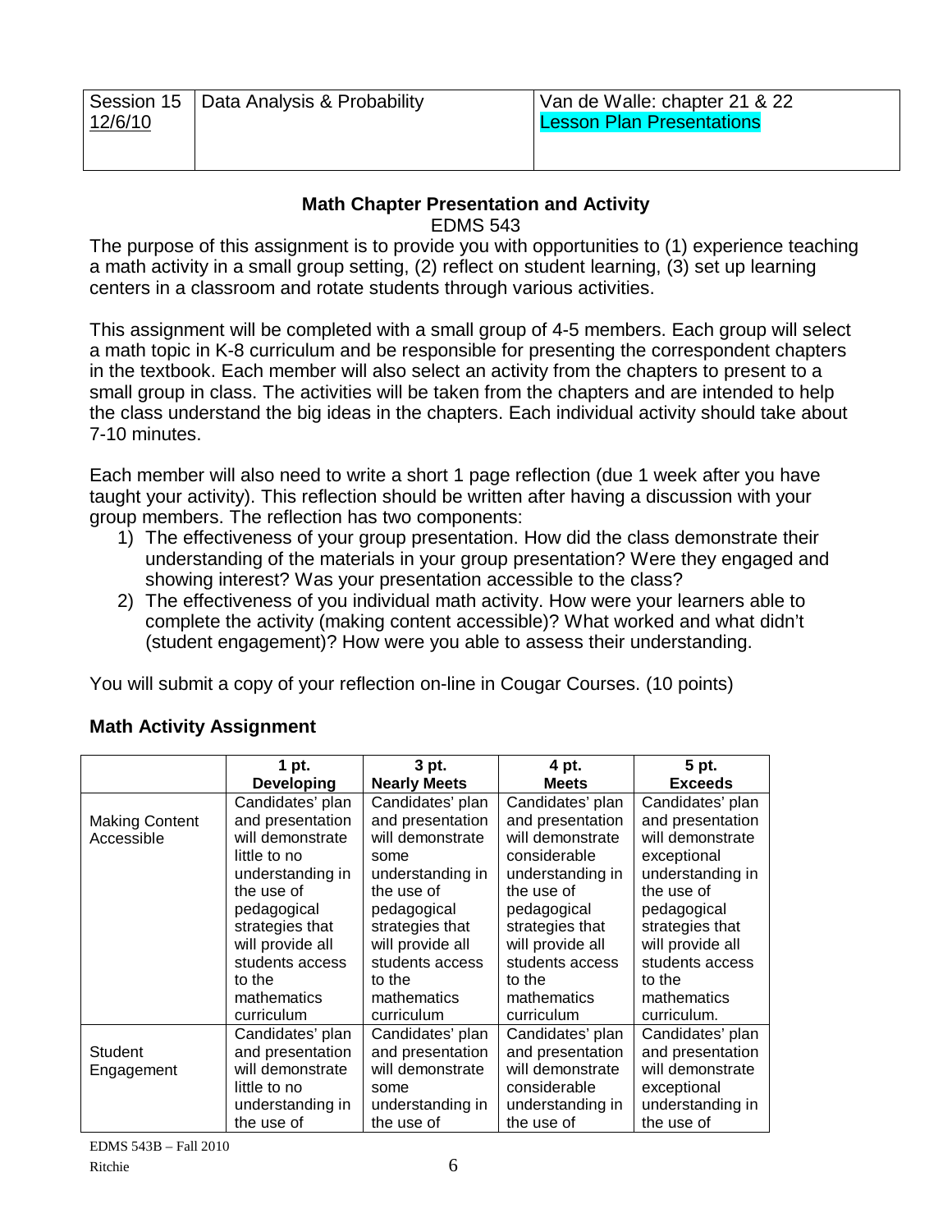| | | |
|---|---|---|
| Session 15 12/6/10 | Data Analysis & Probability | Van de Walle: chapter 21 & 22 Lesson Plan Presentations |

## Math Chapter Presentation and Activity

EDMS 543

The purpose of this assignment is to provide you with opportunities to (1) experience teaching a math activity in a small group setting, (2) reflect on student learning, (3) set up learning centers in a classroom and rotate students through various activities.

This assignment will be completed with a small group of 4-5 members. Each group will select a math topic in K-8 curriculum and be responsible for presenting the correspondent chapters in the textbook. Each member will also select an activity from the chapters to present to a small group in class. The activities will be taken from the chapters and are intended to help the class understand the big ideas in the chapters. Each individual activity should take about 7-10 minutes.

Each member will also need to write a short 1 page reflection (due 1 week after you have taught your activity). This reflection should be written after having a discussion with your group members. The reflection has two components:

1) The effectiveness of your group presentation. How did the class demonstrate their understanding of the materials in your group presentation? Were they engaged and showing interest? Was your presentation accessible to the class?
2) The effectiveness of you individual math activity. How were your learners able to complete the activity (making content accessible)? What worked and what didn't (student engagement)? How were you able to assess their understanding.

You will submit a copy of your reflection on-line in Cougar Courses. (10 points)

### Math Activity Assignment

| | 1 pt. Developing | 3 pt. Nearly Meets | 4 pt. Meets | 5 pt. Exceeds |
|---|---|---|---|---|
| Making Content Accessible | Candidates' plan and presentation will demonstrate little to no understanding in the use of pedagogical strategies that will provide all students access to the mathematics curriculum | Candidates' plan and presentation will demonstrate some understanding in the use of pedagogical strategies that will provide all students access to the mathematics curriculum | Candidates' plan and presentation will demonstrate considerable understanding in the use of pedagogical strategies that will provide all students access to the mathematics curriculum | Candidates' plan and presentation will demonstrate exceptional understanding in the use of pedagogical strategies that will provide all students access to the mathematics curriculum. |
| Student Engagement | Candidates' plan and presentation will demonstrate little to no understanding in the use of | Candidates' plan and presentation will demonstrate some understanding in the use of | Candidates' plan and presentation will demonstrate considerable understanding in the use of | Candidates' plan and presentation will demonstrate exceptional understanding in the use of |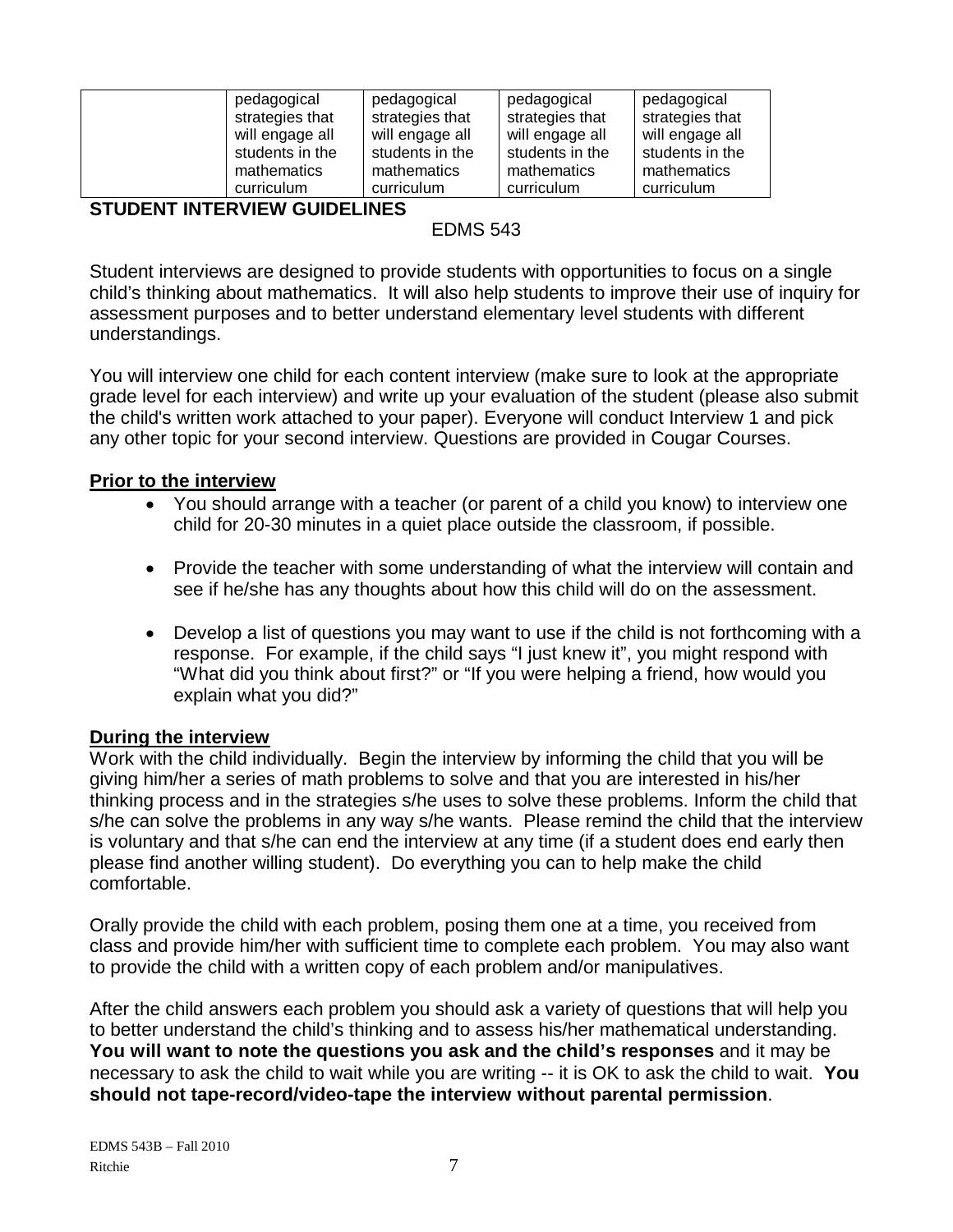| | | | | |
|---|---|---|---|---|
| | pedagogical strategies that will engage all students in the mathematics curriculum | pedagogical strategies that will engage all students in the mathematics curriculum | pedagogical strategies that will engage all students in the mathematics curriculum | pedagogical strategies that will engage all students in the mathematics curriculum |

## STUDENT INTERVIEW GUIDELINES

EDMS 543

Student interviews are designed to provide students with opportunities to focus on a single child's thinking about mathematics. It will also help students to improve their use of inquiry for assessment purposes and to better understand elementary level students with different understandings.

You will interview one child for each content interview (make sure to look at the appropriate grade level for each interview) and write up your evaluation of the student (please also submit the child's written work attached to your paper). Everyone will conduct Interview 1 and pick any other topic for your second interview. Questions are provided in Cougar Courses.

### Prior to the interview

- You should arrange with a teacher (or parent of a child you know) to interview one child for 20-30 minutes in a quiet place outside the classroom, if possible.
- Provide the teacher with some understanding of what the interview will contain and see if he/she has any thoughts about how this child will do on the assessment.
- Develop a list of questions you may want to use if the child is not forthcoming with a response. For example, if the child says "I just knew it", you might respond with "What did you think about first?" or "If you were helping a friend, how would you explain what you did?"

### During the interview

Work with the child individually. Begin the interview by informing the child that you will be giving him/her a series of math problems to solve and that you are interested in his/her thinking process and in the strategies s/he uses to solve these problems. Inform the child that s/he can solve the problems in any way s/he wants. Please remind the child that the interview is voluntary and that s/he can end the interview at any time (if a student does end early then please find another willing student). Do everything you can to help make the child comfortable.

Orally provide the child with each problem, posing them one at a time, you received from class and provide him/her with sufficient time to complete each problem. You may also want to provide the child with a written copy of each problem and/or manipulatives.

After the child answers each problem you should ask a variety of questions that will help you to better understand the child's thinking and to assess his/her mathematical understanding. **You will want to note the questions you ask and the child's responses** and it may be necessary to ask the child to wait while you are writing -- it is OK to ask the child to wait. **You should not tape-record/video-tape the interview without parental permission**.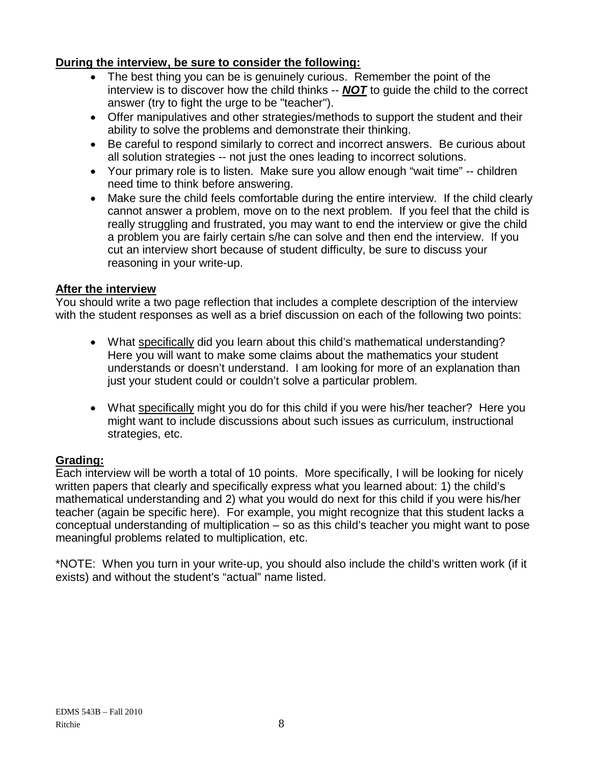**<u>During the interview, be sure to consider the following:</u>**

- The best thing you can be is genuinely curious. Remember the point of the interview is to discover how the child thinks -- ***<u>NOT</u>*** to guide the child to the correct answer (try to fight the urge to be "teacher").
- Offer manipulatives and other strategies/methods to support the student and their ability to solve the problems and demonstrate their thinking.
- Be careful to respond similarly to correct and incorrect answers. Be curious about all solution strategies -- not just the ones leading to incorrect solutions.
- Your primary role is to listen. Make sure you allow enough "wait time" -- children need time to think before answering.
- Make sure the child feels comfortable during the entire interview. If the child clearly cannot answer a problem, move on to the next problem. If you feel that the child is really struggling and frustrated, you may want to end the interview or give the child a problem you are fairly certain s/he can solve and then end the interview. If you cut an interview short because of student difficulty, be sure to discuss your reasoning in your write-up.

**<u>After the interview</u>**

You should write a two page reflection that includes a complete description of the interview with the student responses as well as a brief discussion on each of the following two points:

- What <u>specifically</u> did you learn about this child's mathematical understanding? Here you will want to make some claims about the mathematics your student understands or doesn't understand. I am looking for more of an explanation than just your student could or couldn't solve a particular problem.

- What <u>specifically</u> might you do for this child if you were his/her teacher? Here you might want to include discussions about such issues as curriculum, instructional strategies, etc.

**<u>Grading:</u>**

Each interview will be worth a total of 10 points. More specifically, I will be looking for nicely written papers that clearly and specifically express what you learned about: 1) the child's mathematical understanding and 2) what you would do next for this child if you were his/her teacher (again be specific here). For example, you might recognize that this student lacks a conceptual understanding of multiplication – so as this child's teacher you might want to pose meaningful problems related to multiplication, etc.

*NOTE: When you turn in your write-up, you should also include the child's written work (if it exists) and without the student's "actual" name listed.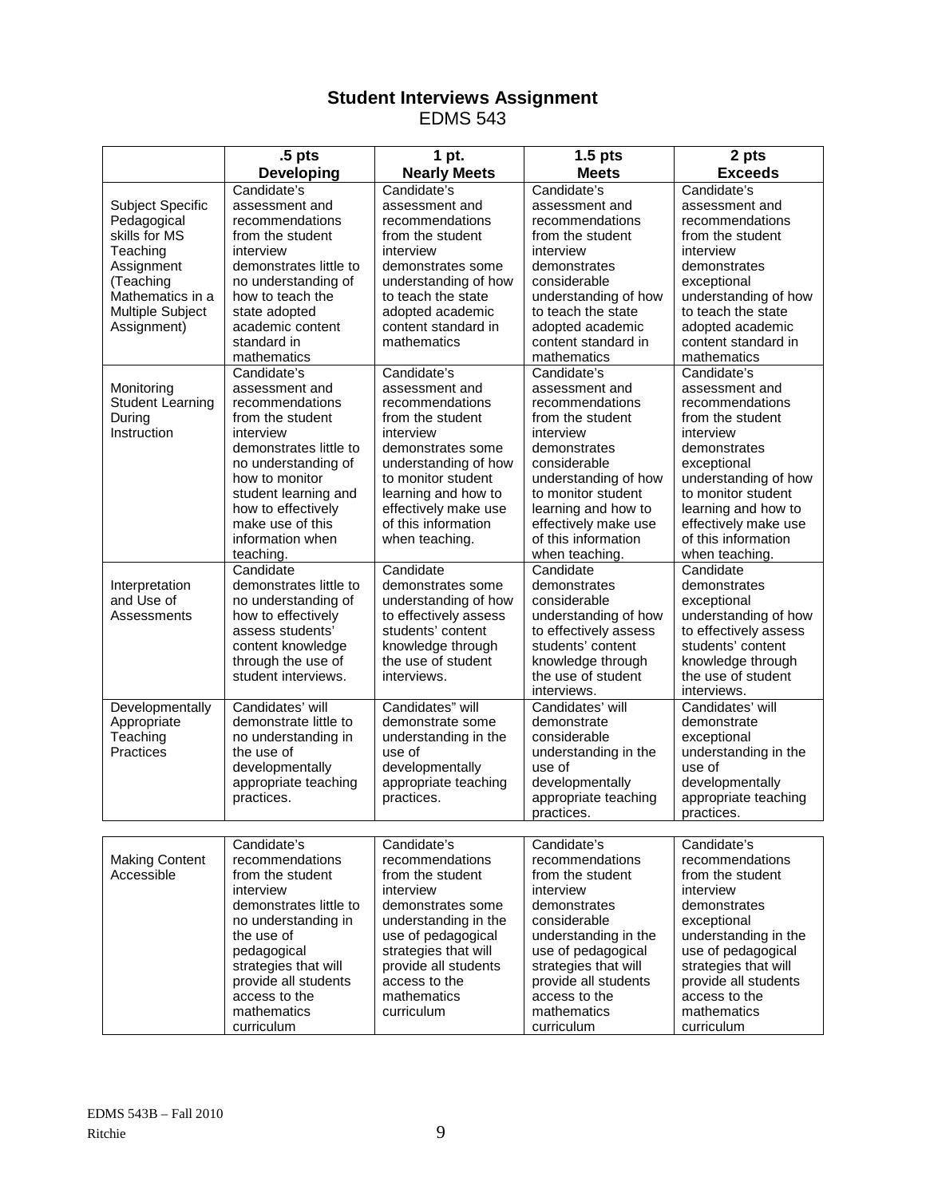## Student Interviews Assignment
EDMS 543

| | .5 pts **Developing** | 1 pt. **Nearly Meets** | 1.5 pts **Meets** | 2 pts **Exceeds** |
|---|---|---|---|---|
| Subject Specific Pedagogical skills for MS Teaching Assignment (Teaching Mathematics in a Multiple Subject Assignment) | Candidate's assessment and recommendations from the student interview demonstrates little to no understanding of how to teach the state adopted academic content standard in mathematics | Candidate's assessment and recommendations from the student interview demonstrates some understanding of how to teach the state adopted academic content standard in mathematics | Candidate's assessment and recommendations from the student interview demonstrates considerable understanding of how to teach the state adopted academic content standard in mathematics | Candidate's assessment and recommendations from the student interview demonstrates exceptional understanding of how to teach the state adopted academic content standard in mathematics |
| Monitoring Student Learning During Instruction | Candidate's assessment and recommendations from the student interview demonstrates little to no understanding of how to monitor student learning and how to effectively make use of this information when teaching. | Candidate's assessment and recommendations from the student interview demonstrates some understanding of how to monitor student learning and how to effectively make use of this information when teaching. | Candidate's assessment and recommendations from the student interview demonstrates considerable understanding of how to monitor student learning and how to effectively make use of this information when teaching. | Candidate's assessment and recommendations from the student interview demonstrates exceptional understanding of how to monitor student learning and how to effectively make use of this information when teaching. |
| Interpretation and Use of Assessments | Candidate demonstrates little to no understanding of how to effectively assess students' content knowledge through the use of student interviews. | Candidate demonstrates some understanding of how to effectively assess students' content knowledge through the use of student interviews. | Candidate demonstrates considerable understanding of how to effectively assess students' content knowledge through the use of student interviews. | Candidate demonstrates exceptional understanding of how to effectively assess students' content knowledge through the use of student interviews. |
| Developmentally Appropriate Teaching Practices | Candidates' will demonstrate little to no understanding in the use of developmentally appropriate teaching practices. | Candidates" will demonstrate some understanding in the use of developmentally appropriate teaching practices. | Candidates' will demonstrate considerable understanding in the use of developmentally appropriate teaching practices. | Candidates' will demonstrate exceptional understanding in the use of developmentally appropriate teaching practices. |
| Making Content Accessible | Candidate's recommendations from the student interview demonstrates little to no understanding in the use of pedagogical strategies that will provide all students access to the mathematics curriculum | Candidate's recommendations from the student interview demonstrates some understanding in the use of pedagogical strategies that will provide all students access to the mathematics curriculum | Candidate's recommendations from the student interview demonstrates considerable understanding in the use of pedagogical strategies that will provide all students access to the mathematics curriculum | Candidate's recommendations from the student interview demonstrates exceptional understanding in the use of pedagogical strategies that will provide all students access to the mathematics curriculum |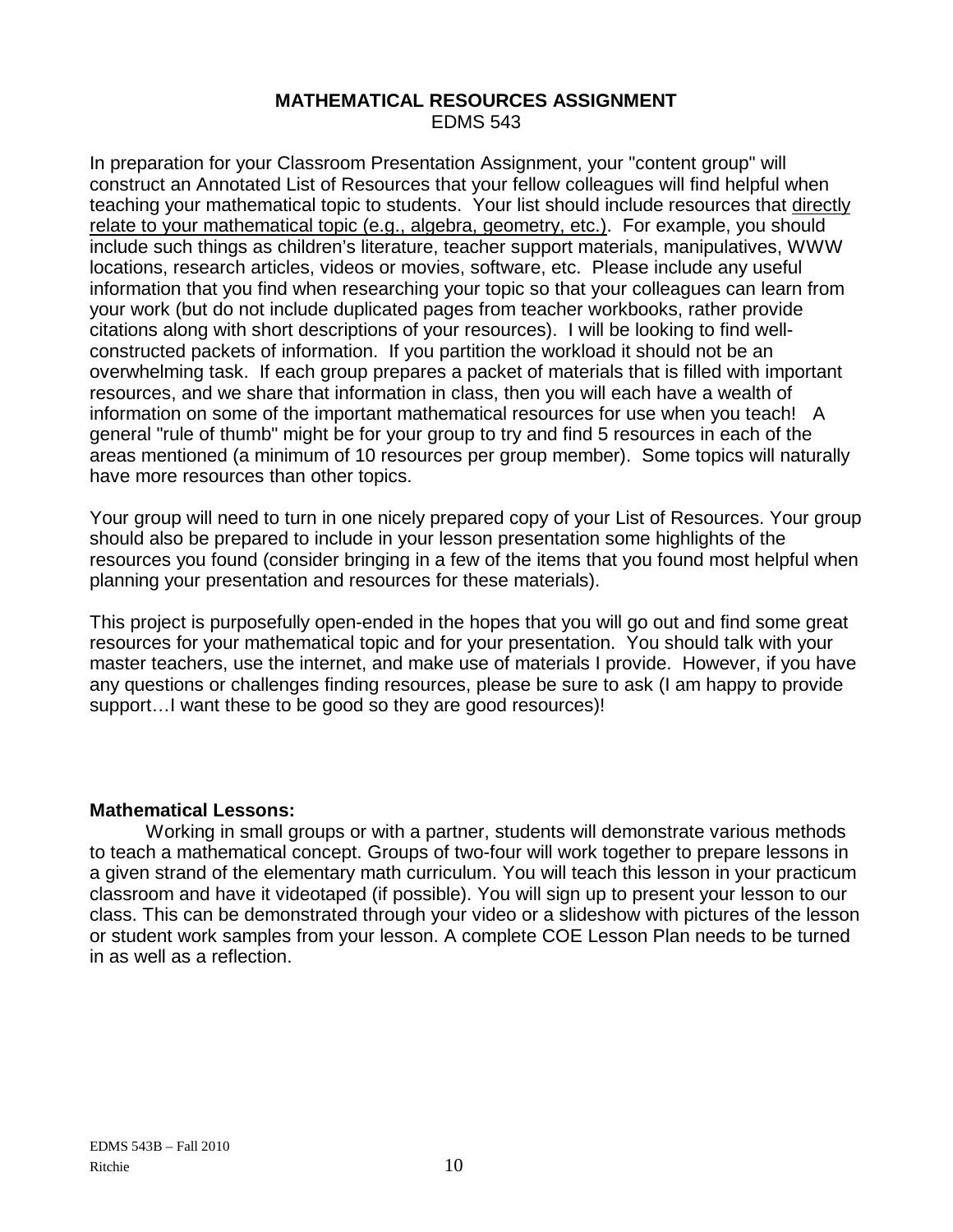## MATHEMATICAL RESOURCES ASSIGNMENT

EDMS 543

In preparation for your Classroom Presentation Assignment, your "content group" will construct an Annotated List of Resources that your fellow colleagues will find helpful when teaching your mathematical topic to students. Your list should include resources that directly relate to your mathematical topic (e.g., algebra, geometry, etc.). For example, you should include such things as children's literature, teacher support materials, manipulatives, WWW locations, research articles, videos or movies, software, etc. Please include any useful information that you find when researching your topic so that your colleagues can learn from your work (but do not include duplicated pages from teacher workbooks, rather provide citations along with short descriptions of your resources). I will be looking to find well-constructed packets of information. If you partition the workload it should not be an overwhelming task. If each group prepares a packet of materials that is filled with important resources, and we share that information in class, then you will each have a wealth of information on some of the important mathematical resources for use when you teach! A general "rule of thumb" might be for your group to try and find 5 resources in each of the areas mentioned (a minimum of 10 resources per group member). Some topics will naturally have more resources than other topics.

Your group will need to turn in one nicely prepared copy of your List of Resources. Your group should also be prepared to include in your lesson presentation some highlights of the resources you found (consider bringing in a few of the items that you found most helpful when planning your presentation and resources for these materials).

This project is purposefully open-ended in the hopes that you will go out and find some great resources for your mathematical topic and for your presentation. You should talk with your master teachers, use the internet, and make use of materials I provide. However, if you have any questions or challenges finding resources, please be sure to ask (I am happy to provide support…I want these to be good so they are good resources)!

**Mathematical Lessons:**

Working in small groups or with a partner, students will demonstrate various methods to teach a mathematical concept. Groups of two-four will work together to prepare lessons in a given strand of the elementary math curriculum. You will teach this lesson in your practicum classroom and have it videotaped (if possible). You will sign up to present your lesson to our class. This can be demonstrated through your video or a slideshow with pictures of the lesson or student work samples from your lesson. A complete COE Lesson Plan needs to be turned in as well as a reflection.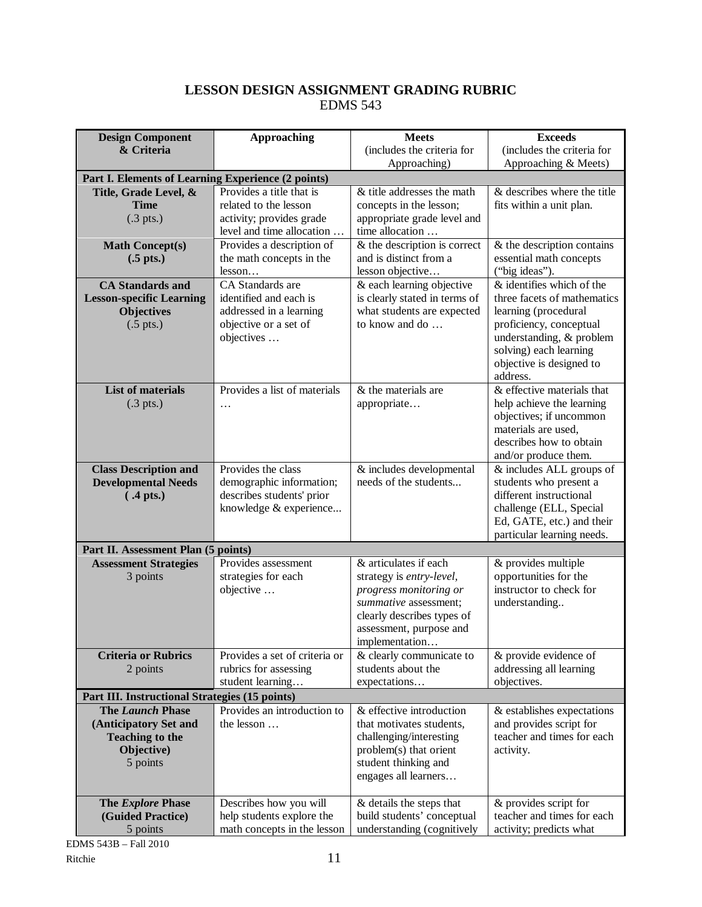## LESSON DESIGN ASSIGNMENT GRADING RUBRIC

EDMS 543

| Design Component & Criteria | Approaching | Meets (includes the criteria for Approaching) | Exceeds (includes the criteria for Approaching & Meets) |
|---|---|---|---|
| **Part I. Elements of Learning Experience (2 points)** | | | |
| **Title, Grade Level, & Time** (.3 pts.) | Provides a title that is related to the lesson activity; provides grade level and time allocation … | & title addresses the math concepts in the lesson; appropriate grade level and time allocation … | & describes where the title fits within a unit plan. |
| **Math Concept(s)** **(.5 pts.)** | Provides a description of the math concepts in the lesson… | & the description is correct and is distinct from a lesson objective… | & the description contains essential math concepts ("big ideas"). |
| **CA Standards and Lesson-specific Learning Objectives** (.5 pts.) | CA Standards are identified and each is addressed in a learning objective or a set of objectives … | & each learning objective is clearly stated in terms of what students are expected to know and do … | & identifies which of the three facets of mathematics learning (procedural proficiency, conceptual understanding, & problem solving) each learning objective is designed to address. |
| **List of materials** (.3 pts.) | Provides a list of materials … | & the materials are appropriate… | & effective materials that help achieve the learning objectives; if uncommon materials are used, describes how to obtain and/or produce them. |
| **Class Description and Developmental Needs** **( .4 pts.)** | Provides the class demographic information; describes students' prior knowledge & experience... | & includes developmental needs of the students... | & includes ALL groups of students who present a different instructional challenge (ELL, Special Ed, GATE, etc.) and their particular learning needs. |
| **Part II. Assessment Plan (5 points)** | | | |
| **Assessment Strategies** 3 points | Provides assessment strategies for each objective … | & articulates if each strategy is *entry-level, progress monitoring or summative* assessment; clearly describes types of assessment, purpose and implementation… | & provides multiple opportunities for the instructor to check for understanding.. |
| **Criteria or Rubrics** 2 points | Provides a set of criteria or rubrics for assessing student learning… | & clearly communicate to students about the expectations… | & provide evidence of addressing all learning objectives. |
| **Part III. Instructional Strategies (15 points)** | | | |
| **The *Launch* Phase (Anticipatory Set and Teaching to the Objective)** 5 points | Provides an introduction to the lesson … | & effective introduction that motivates students, challenging/interesting problem(s) that orient student thinking and engages all learners… | & establishes expectations and provides script for teacher and times for each activity. |
| **The *Explore* Phase (Guided Practice)** 5 points | Describes how you will help students explore the math concepts in the lesson | & details the steps that build students' conceptual understanding (cognitively | & provides script for teacher and times for each activity; predicts what |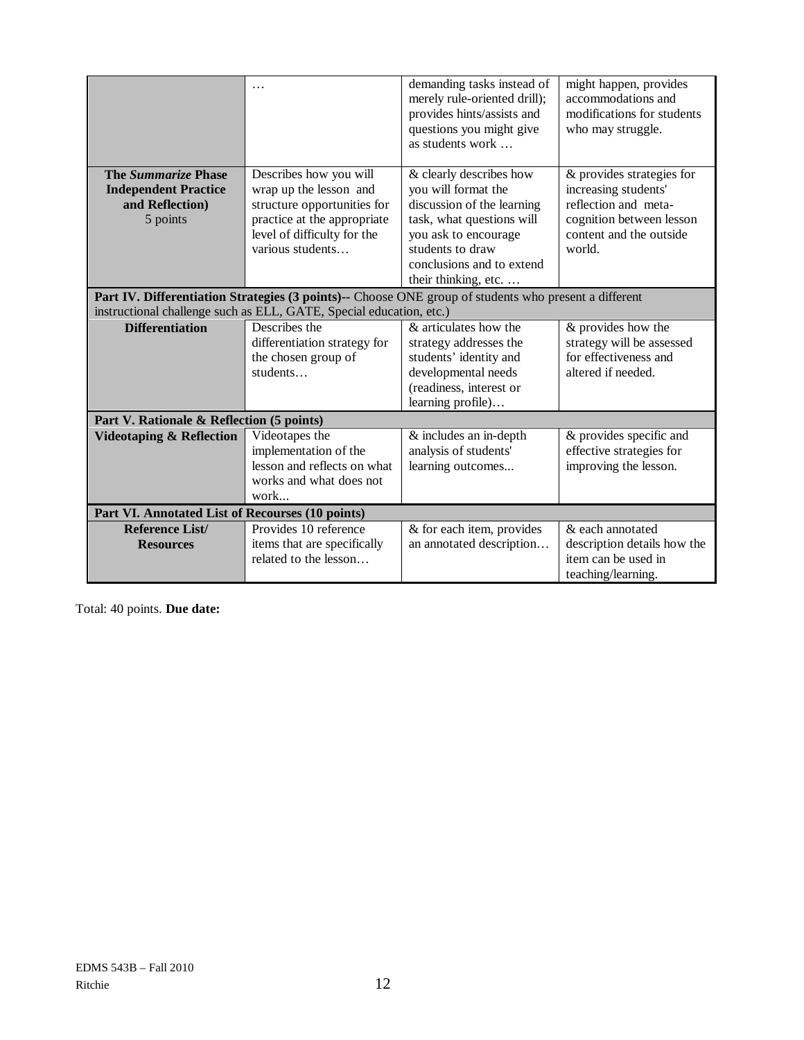| | | | |
|---|---|---|---|
| | … | demanding tasks instead of merely rule-oriented drill); provides hints/assists and questions you might give as students work … | might happen, provides accommodations and modifications for students who may struggle. |
| **The *Summarize* Phase Independent Practice and Reflection)** 5 points | Describes how you will wrap up the lesson and structure opportunities for practice at the appropriate level of difficulty for the various students… | & clearly describes how you will format the discussion of the learning task, what questions will you ask to encourage students to draw conclusions and to extend their thinking, etc. … | & provides strategies for increasing students' reflection and meta-cognition between lesson content and the outside world. |
| **Part IV. Differentiation Strategies (3 points)**-- Choose ONE group of students who present a different instructional challenge such as ELL, GATE, Special education, etc.) | | | |
| **Differentiation** | Describes the differentiation strategy for the chosen group of students… | & articulates how the strategy addresses the students' identity and developmental needs (readiness, interest or learning profile)… | & provides how the strategy will be assessed for effectiveness and altered if needed. |
| **Part V. Rationale & Reflection (5 points)** | | | |
| **Videotaping & Reflection** | Videotapes the implementation of the lesson and reflects on what works and what does not work... | & includes an in-depth analysis of students' learning outcomes... | & provides specific and effective strategies for improving the lesson. |
| **Part VI. Annotated List of Recourses (10 points)** | | | |
| **Reference List/ Resources** | Provides 10 reference items that are specifically related to the lesson… | & for each item, provides an annotated description… | & each annotated description details how the item can be used in teaching/learning. |

Total: 40 points. **Due date:**